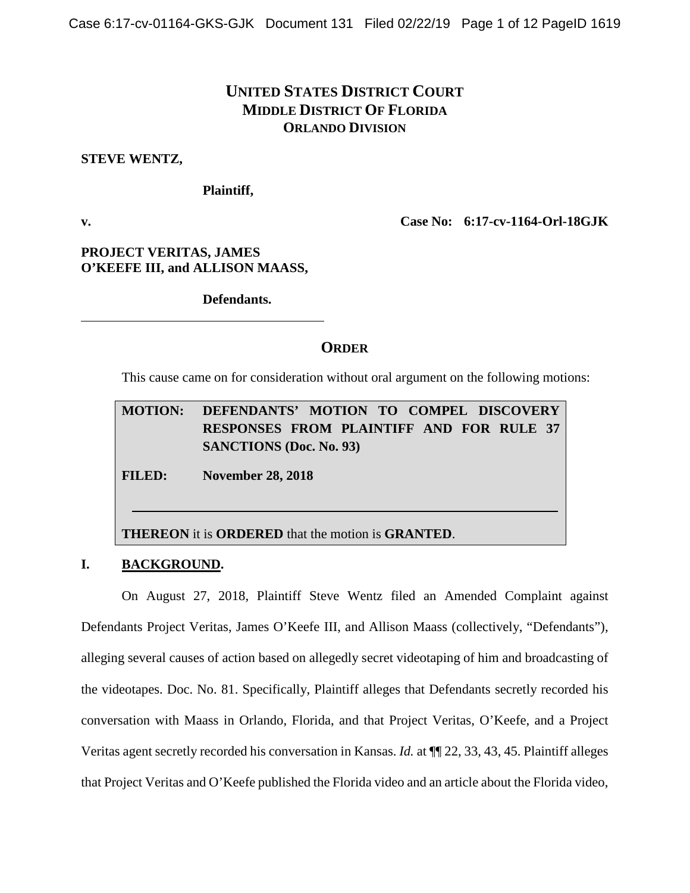# UNITED STATES DISTRICT COURT
## MIDDLE DISTRICT OF FLORIDA
### ORLANDO DIVISION

**STEVE WENTZ,**

**Plaintiff,**

**v.** **Case No: 6:17-cv-1164-Orl-18GJK**

**PROJECT VERITAS, JAMES O'KEEFE III, and ALLISON MAASS,**

**Defendants.**

---

## ORDER

This cause came on for consideration without oral argument on the following motions:

| | |
|---|---|
| **MOTION:** | **DEFENDANTS' MOTION TO COMPEL DISCOVERY RESPONSES FROM PLAINTIFF AND FOR RULE 37 SANCTIONS (Doc. No. 93)** |
| **FILED:** | **November 28, 2018** |

**THEREON** it is **ORDERED** that the motion is **GRANTED**.

## I. BACKGROUND.

On August 27, 2018, Plaintiff Steve Wentz filed an Amended Complaint against Defendants Project Veritas, James O'Keefe III, and Allison Maass (collectively, "Defendants"), alleging several causes of action based on allegedly secret videotaping of him and broadcasting of the videotapes. Doc. No. 81. Specifically, Plaintiff alleges that Defendants secretly recorded his conversation with Maass in Orlando, Florida, and that Project Veritas, O'Keefe, and a Project Veritas agent secretly recorded his conversation in Kansas. *Id.* at ¶¶ 22, 33, 43, 45. Plaintiff alleges that Project Veritas and O'Keefe published the Florida video and an article about the Florida video,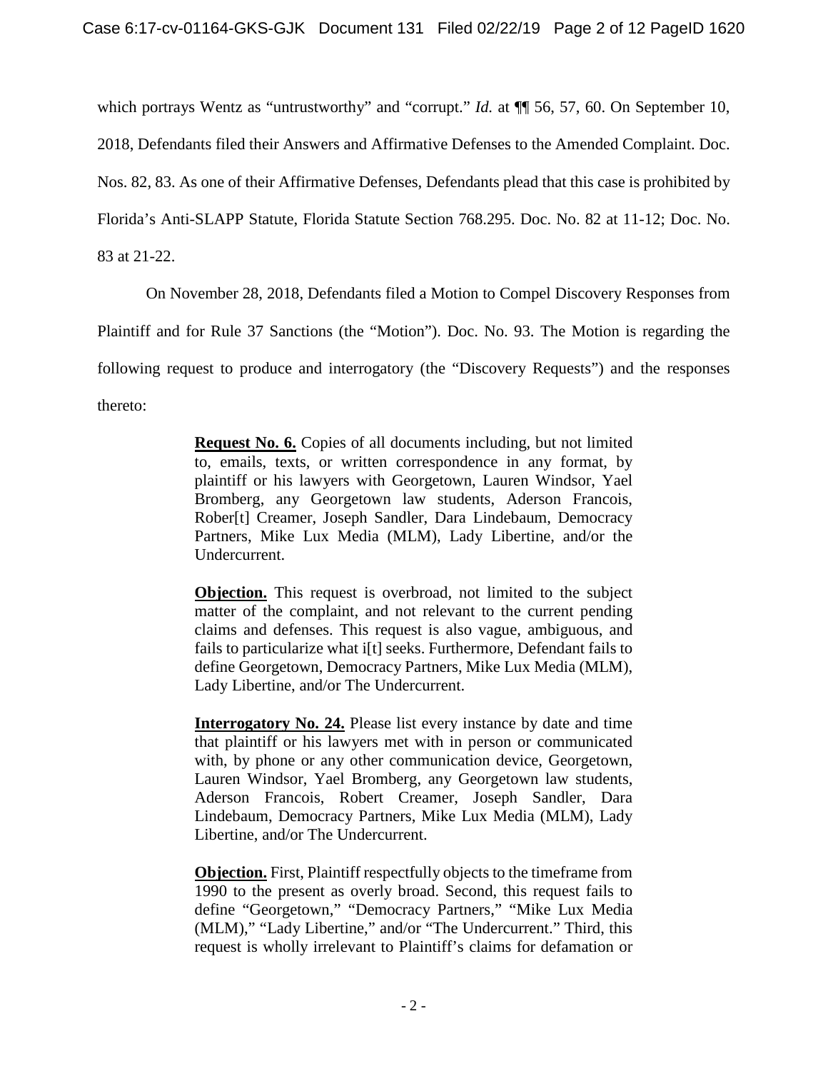which portrays Wentz as "untrustworthy" and "corrupt." *Id.* at ¶¶ 56, 57, 60. On September 10, 2018, Defendants filed their Answers and Affirmative Defenses to the Amended Complaint. Doc. Nos. 82, 83. As one of their Affirmative Defenses, Defendants plead that this case is prohibited by Florida's Anti-SLAPP Statute, Florida Statute Section 768.295. Doc. No. 82 at 11-12; Doc. No. 83 at 21-22.

On November 28, 2018, Defendants filed a Motion to Compel Discovery Responses from Plaintiff and for Rule 37 Sanctions (the "Motion"). Doc. No. 93. The Motion is regarding the following request to produce and interrogatory (the "Discovery Requests") and the responses thereto:

> **Request No. 6.** Copies of all documents including, but not limited to, emails, texts, or written correspondence in any format, by plaintiff or his lawyers with Georgetown, Lauren Windsor, Yael Bromberg, any Georgetown law students, Aderson Francois, Rober[t] Creamer, Joseph Sandler, Dara Lindebaum, Democracy Partners, Mike Lux Media (MLM), Lady Libertine, and/or the Undercurrent.
>
> **Objection.** This request is overbroad, not limited to the subject matter of the complaint, and not relevant to the current pending claims and defenses. This request is also vague, ambiguous, and fails to particularize what i[t] seeks. Furthermore, Defendant fails to define Georgetown, Democracy Partners, Mike Lux Media (MLM), Lady Libertine, and/or The Undercurrent.
>
> **Interrogatory No. 24.** Please list every instance by date and time that plaintiff or his lawyers met with in person or communicated with, by phone or any other communication device, Georgetown, Lauren Windsor, Yael Bromberg, any Georgetown law students, Aderson Francois, Robert Creamer, Joseph Sandler, Dara Lindebaum, Democracy Partners, Mike Lux Media (MLM), Lady Libertine, and/or The Undercurrent.
>
> **Objection.** First, Plaintiff respectfully objects to the timeframe from 1990 to the present as overly broad. Second, this request fails to define "Georgetown," "Democracy Partners," "Mike Lux Media (MLM)," "Lady Libertine," and/or "The Undercurrent." Third, this request is wholly irrelevant to Plaintiff's claims for defamation or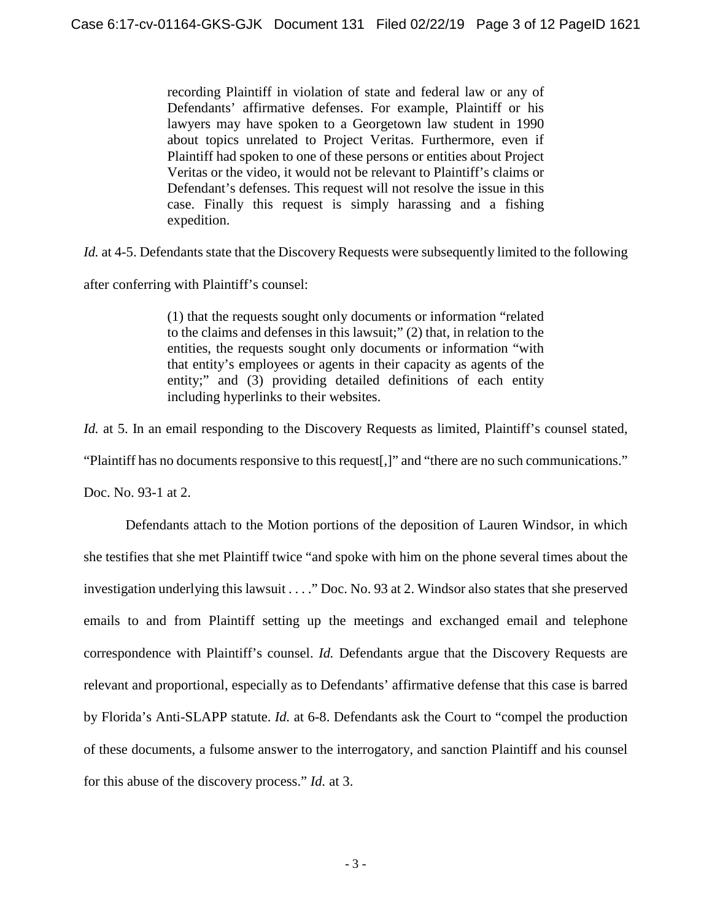> recording Plaintiff in violation of state and federal law or any of Defendants' affirmative defenses. For example, Plaintiff or his lawyers may have spoken to a Georgetown law student in 1990 about topics unrelated to Project Veritas. Furthermore, even if Plaintiff had spoken to one of these persons or entities about Project Veritas or the video, it would not be relevant to Plaintiff's claims or Defendant's defenses. This request will not resolve the issue in this case. Finally this request is simply harassing and a fishing expedition.

*Id.* at 4-5. Defendants state that the Discovery Requests were subsequently limited to the following after conferring with Plaintiff's counsel:

> (1) that the requests sought only documents or information "related to the claims and defenses in this lawsuit;" (2) that, in relation to the entities, the requests sought only documents or information "with that entity's employees or agents in their capacity as agents of the entity;" and (3) providing detailed definitions of each entity including hyperlinks to their websites.

*Id.* at 5. In an email responding to the Discovery Requests as limited, Plaintiff's counsel stated, "Plaintiff has no documents responsive to this request[,]" and "there are no such communications." Doc. No. 93-1 at 2.

Defendants attach to the Motion portions of the deposition of Lauren Windsor, in which she testifies that she met Plaintiff twice "and spoke with him on the phone several times about the investigation underlying this lawsuit . . . ." Doc. No. 93 at 2. Windsor also states that she preserved emails to and from Plaintiff setting up the meetings and exchanged email and telephone correspondence with Plaintiff's counsel. *Id.* Defendants argue that the Discovery Requests are relevant and proportional, especially as to Defendants' affirmative defense that this case is barred by Florida's Anti-SLAPP statute. *Id.* at 6-8. Defendants ask the Court to "compel the production of these documents, a fulsome answer to the interrogatory, and sanction Plaintiff and his counsel for this abuse of the discovery process." *Id.* at 3.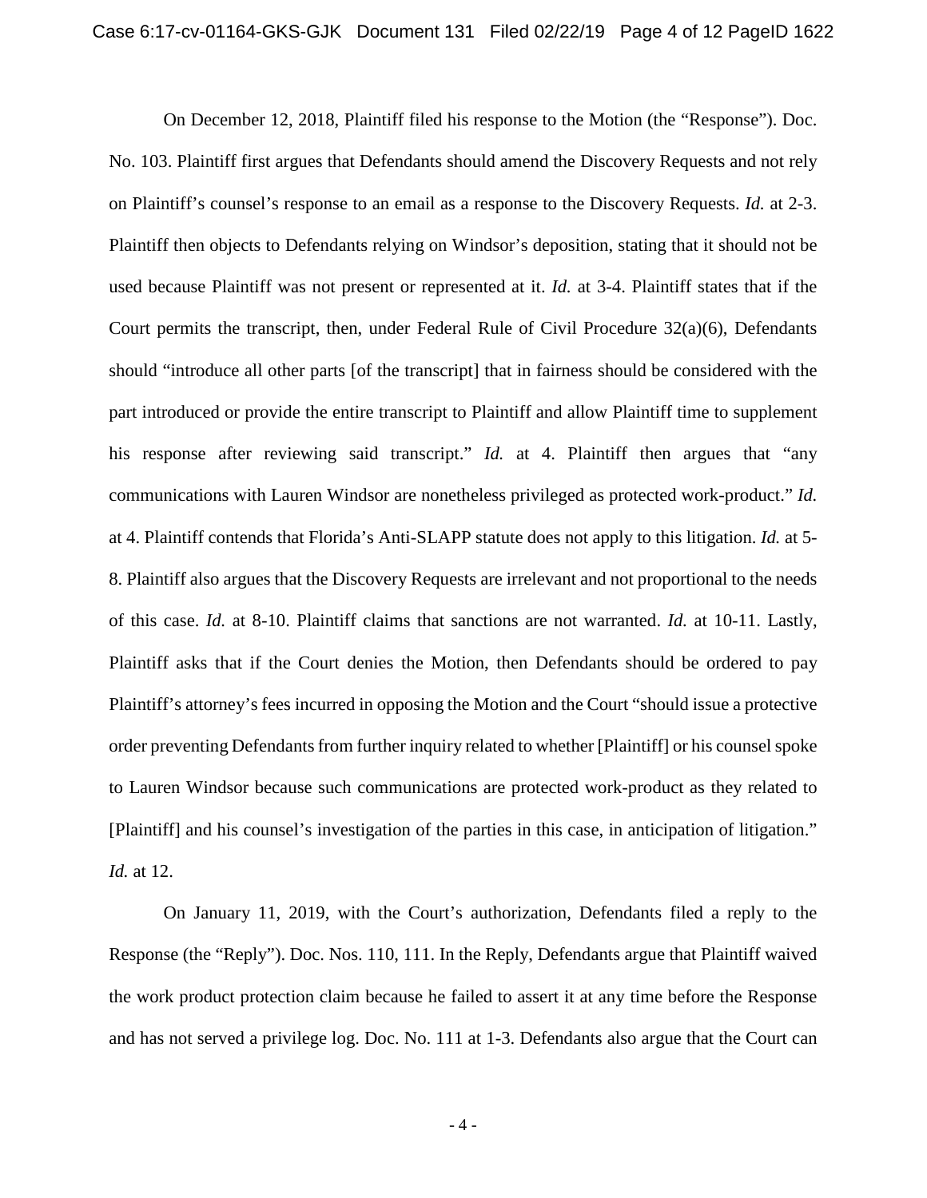On December 12, 2018, Plaintiff filed his response to the Motion (the "Response"). Doc. No. 103. Plaintiff first argues that Defendants should amend the Discovery Requests and not rely on Plaintiff's counsel's response to an email as a response to the Discovery Requests. *Id.* at 2-3. Plaintiff then objects to Defendants relying on Windsor's deposition, stating that it should not be used because Plaintiff was not present or represented at it. *Id.* at 3-4. Plaintiff states that if the Court permits the transcript, then, under Federal Rule of Civil Procedure 32(a)(6), Defendants should "introduce all other parts [of the transcript] that in fairness should be considered with the part introduced or provide the entire transcript to Plaintiff and allow Plaintiff time to supplement his response after reviewing said transcript." *Id.* at 4. Plaintiff then argues that "any communications with Lauren Windsor are nonetheless privileged as protected work-product." *Id.* at 4. Plaintiff contends that Florida's Anti-SLAPP statute does not apply to this litigation. *Id.* at 5-8. Plaintiff also argues that the Discovery Requests are irrelevant and not proportional to the needs of this case. *Id.* at 8-10. Plaintiff claims that sanctions are not warranted. *Id.* at 10-11. Lastly, Plaintiff asks that if the Court denies the Motion, then Defendants should be ordered to pay Plaintiff's attorney's fees incurred in opposing the Motion and the Court "should issue a protective order preventing Defendants from further inquiry related to whether [Plaintiff] or his counsel spoke to Lauren Windsor because such communications are protected work-product as they related to [Plaintiff] and his counsel's investigation of the parties in this case, in anticipation of litigation." *Id.* at 12.

On January 11, 2019, with the Court's authorization, Defendants filed a reply to the Response (the "Reply"). Doc. Nos. 110, 111. In the Reply, Defendants argue that Plaintiff waived the work product protection claim because he failed to assert it at any time before the Response and has not served a privilege log. Doc. No. 111 at 1-3. Defendants also argue that the Court can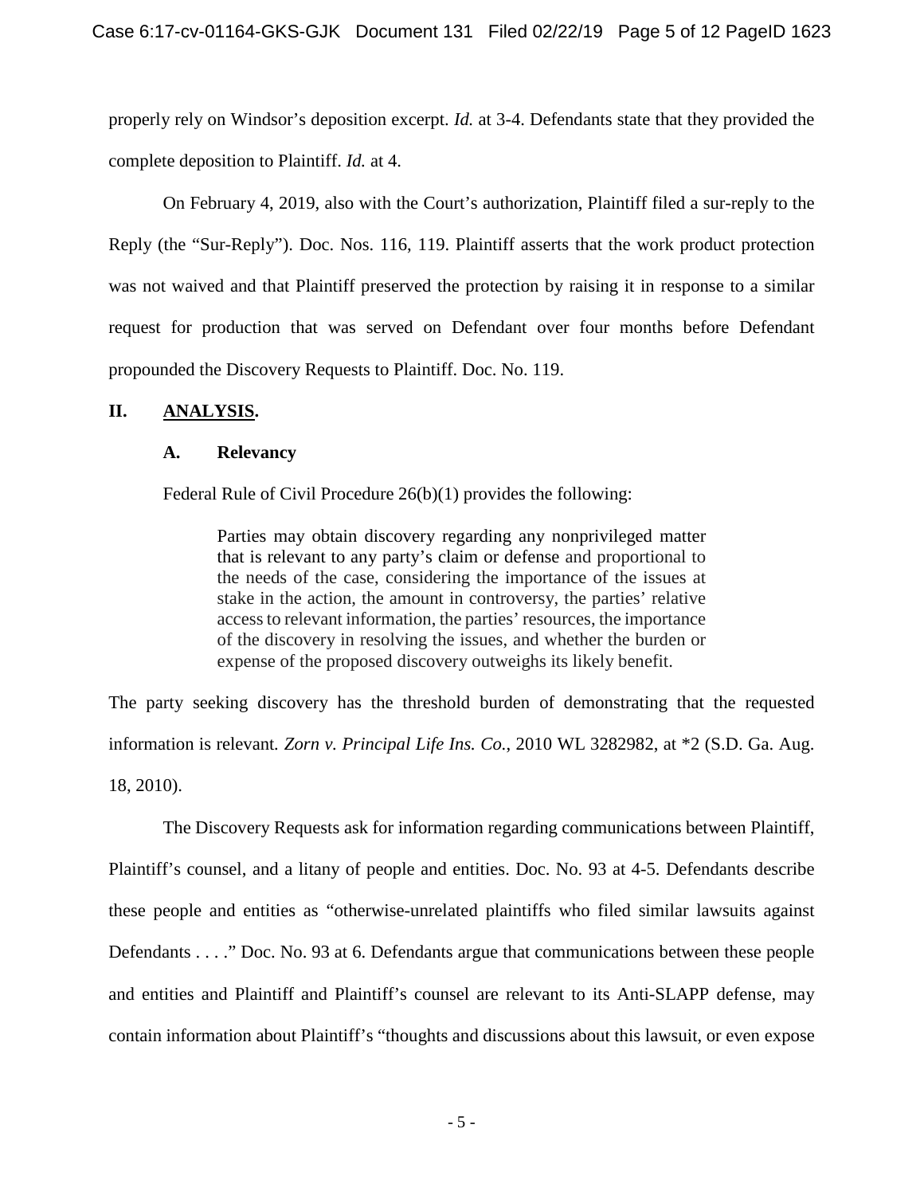properly rely on Windsor's deposition excerpt. *Id.* at 3-4. Defendants state that they provided the complete deposition to Plaintiff. *Id.* at 4.

On February 4, 2019, also with the Court's authorization, Plaintiff filed a sur-reply to the Reply (the "Sur-Reply"). Doc. Nos. 116, 119. Plaintiff asserts that the work product protection was not waived and that Plaintiff preserved the protection by raising it in response to a similar request for production that was served on Defendant over four months before Defendant propounded the Discovery Requests to Plaintiff. Doc. No. 119.

## II. ANALYSIS.

### A. Relevancy

Federal Rule of Civil Procedure 26(b)(1) provides the following:

> Parties may obtain discovery regarding any nonprivileged matter that is relevant to any party's claim or defense and proportional to the needs of the case, considering the importance of the issues at stake in the action, the amount in controversy, the parties' relative access to relevant information, the parties' resources, the importance of the discovery in resolving the issues, and whether the burden or expense of the proposed discovery outweighs its likely benefit.

The party seeking discovery has the threshold burden of demonstrating that the requested information is relevant. *Zorn v. Principal Life Ins. Co.*, 2010 WL 3282982, at *2 (S.D. Ga. Aug. 18, 2010).

The Discovery Requests ask for information regarding communications between Plaintiff, Plaintiff's counsel, and a litany of people and entities. Doc. No. 93 at 4-5. Defendants describe these people and entities as "otherwise-unrelated plaintiffs who filed similar lawsuits against Defendants . . . ." Doc. No. 93 at 6. Defendants argue that communications between these people and entities and Plaintiff and Plaintiff's counsel are relevant to its Anti-SLAPP defense, may contain information about Plaintiff's "thoughts and discussions about this lawsuit, or even expose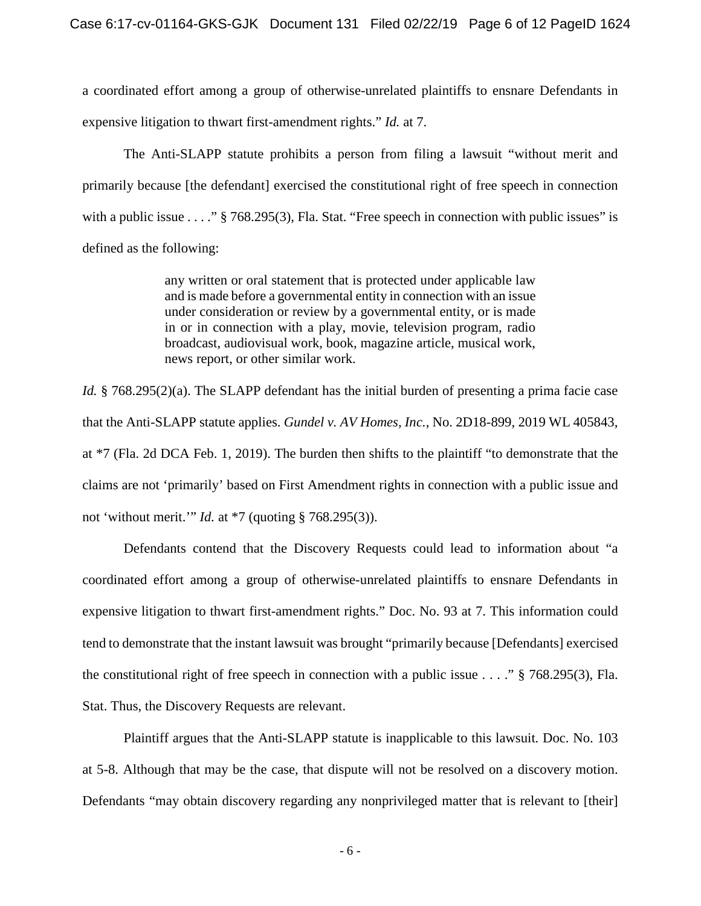a coordinated effort among a group of otherwise-unrelated plaintiffs to ensnare Defendants in expensive litigation to thwart first-amendment rights." *Id.* at 7.

The Anti-SLAPP statute prohibits a person from filing a lawsuit "without merit and primarily because [the defendant] exercised the constitutional right of free speech in connection with a public issue . . . ." § 768.295(3), Fla. Stat. "Free speech in connection with public issues" is defined as the following:

> any written or oral statement that is protected under applicable law and is made before a governmental entity in connection with an issue under consideration or review by a governmental entity, or is made in or in connection with a play, movie, television program, radio broadcast, audiovisual work, book, magazine article, musical work, news report, or other similar work.

*Id.* § 768.295(2)(a). The SLAPP defendant has the initial burden of presenting a prima facie case that the Anti-SLAPP statute applies. *Gundel v. AV Homes, Inc.*, No. 2D18-899, 2019 WL 405843, at *7 (Fla. 2d DCA Feb. 1, 2019). The burden then shifts to the plaintiff "to demonstrate that the claims are not 'primarily' based on First Amendment rights in connection with a public issue and not 'without merit.'" *Id.* at *7 (quoting § 768.295(3)).

Defendants contend that the Discovery Requests could lead to information about "a coordinated effort among a group of otherwise-unrelated plaintiffs to ensnare Defendants in expensive litigation to thwart first-amendment rights." Doc. No. 93 at 7. This information could tend to demonstrate that the instant lawsuit was brought "primarily because [Defendants] exercised the constitutional right of free speech in connection with a public issue . . . ." § 768.295(3), Fla. Stat. Thus, the Discovery Requests are relevant.

Plaintiff argues that the Anti-SLAPP statute is inapplicable to this lawsuit. Doc. No. 103 at 5-8. Although that may be the case, that dispute will not be resolved on a discovery motion. Defendants "may obtain discovery regarding any nonprivileged matter that is relevant to [their]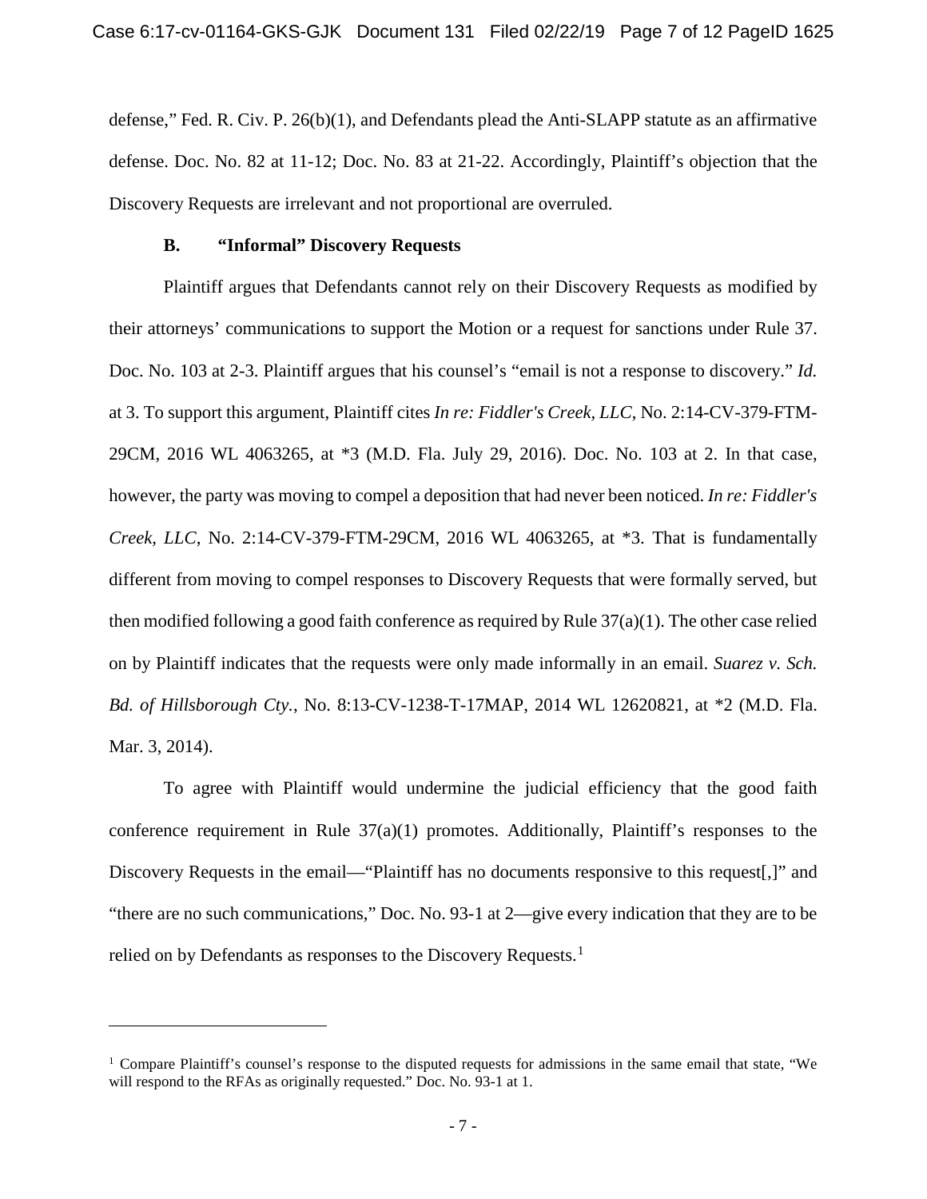defense," Fed. R. Civ. P. 26(b)(1), and Defendants plead the Anti-SLAPP statute as an affirmative defense. Doc. No. 82 at 11-12; Doc. No. 83 at 21-22. Accordingly, Plaintiff's objection that the Discovery Requests are irrelevant and not proportional are overruled.

### B. "Informal" Discovery Requests

Plaintiff argues that Defendants cannot rely on their Discovery Requests as modified by their attorneys' communications to support the Motion or a request for sanctions under Rule 37. Doc. No. 103 at 2-3. Plaintiff argues that his counsel's "email is not a response to discovery." *Id.* at 3. To support this argument, Plaintiff cites *In re: Fiddler's Creek, LLC*, No. 2:14-CV-379-FTM-29CM, 2016 WL 4063265, at *3 (M.D. Fla. July 29, 2016). Doc. No. 103 at 2. In that case, however, the party was moving to compel a deposition that had never been noticed. *In re: Fiddler's Creek, LLC*, No. 2:14-CV-379-FTM-29CM, 2016 WL 4063265, at *3. That is fundamentally different from moving to compel responses to Discovery Requests that were formally served, but then modified following a good faith conference as required by Rule 37(a)(1). The other case relied on by Plaintiff indicates that the requests were only made informally in an email. *Suarez v. Sch. Bd. of Hillsborough Cty.*, No. 8:13-CV-1238-T-17MAP, 2014 WL 12620821, at *2 (M.D. Fla. Mar. 3, 2014).

To agree with Plaintiff would undermine the judicial efficiency that the good faith conference requirement in Rule 37(a)(1) promotes. Additionally, Plaintiff's responses to the Discovery Requests in the email—"Plaintiff has no documents responsive to this request[,]" and "there are no such communications," Doc. No. 93-1 at 2—give every indication that they are to be relied on by Defendants as responses to the Discovery Requests.[1]

---

[1] Compare Plaintiff's counsel's response to the disputed requests for admissions in the same email that state, "We will respond to the RFAs as originally requested." Doc. No. 93-1 at 1.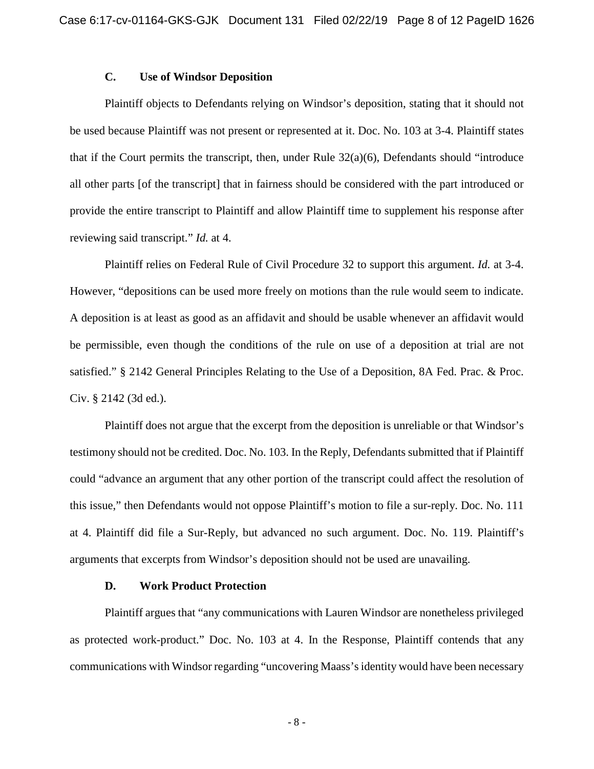### C. Use of Windsor Deposition

Plaintiff objects to Defendants relying on Windsor's deposition, stating that it should not be used because Plaintiff was not present or represented at it. Doc. No. 103 at 3-4. Plaintiff states that if the Court permits the transcript, then, under Rule 32(a)(6), Defendants should "introduce all other parts [of the transcript] that in fairness should be considered with the part introduced or provide the entire transcript to Plaintiff and allow Plaintiff time to supplement his response after reviewing said transcript." *Id.* at 4.

Plaintiff relies on Federal Rule of Civil Procedure 32 to support this argument. *Id.* at 3-4. However, "depositions can be used more freely on motions than the rule would seem to indicate. A deposition is at least as good as an affidavit and should be usable whenever an affidavit would be permissible, even though the conditions of the rule on use of a deposition at trial are not satisfied." § 2142 General Principles Relating to the Use of a Deposition, 8A Fed. Prac. & Proc. Civ. § 2142 (3d ed.).

Plaintiff does not argue that the excerpt from the deposition is unreliable or that Windsor's testimony should not be credited. Doc. No. 103. In the Reply, Defendants submitted that if Plaintiff could "advance an argument that any other portion of the transcript could affect the resolution of this issue," then Defendants would not oppose Plaintiff's motion to file a sur-reply. Doc. No. 111 at 4. Plaintiff did file a Sur-Reply, but advanced no such argument. Doc. No. 119. Plaintiff's arguments that excerpts from Windsor's deposition should not be used are unavailing.

### D. Work Product Protection

Plaintiff argues that "any communications with Lauren Windsor are nonetheless privileged as protected work-product." Doc. No. 103 at 4. In the Response, Plaintiff contends that any communications with Windsor regarding "uncovering Maass's identity would have been necessary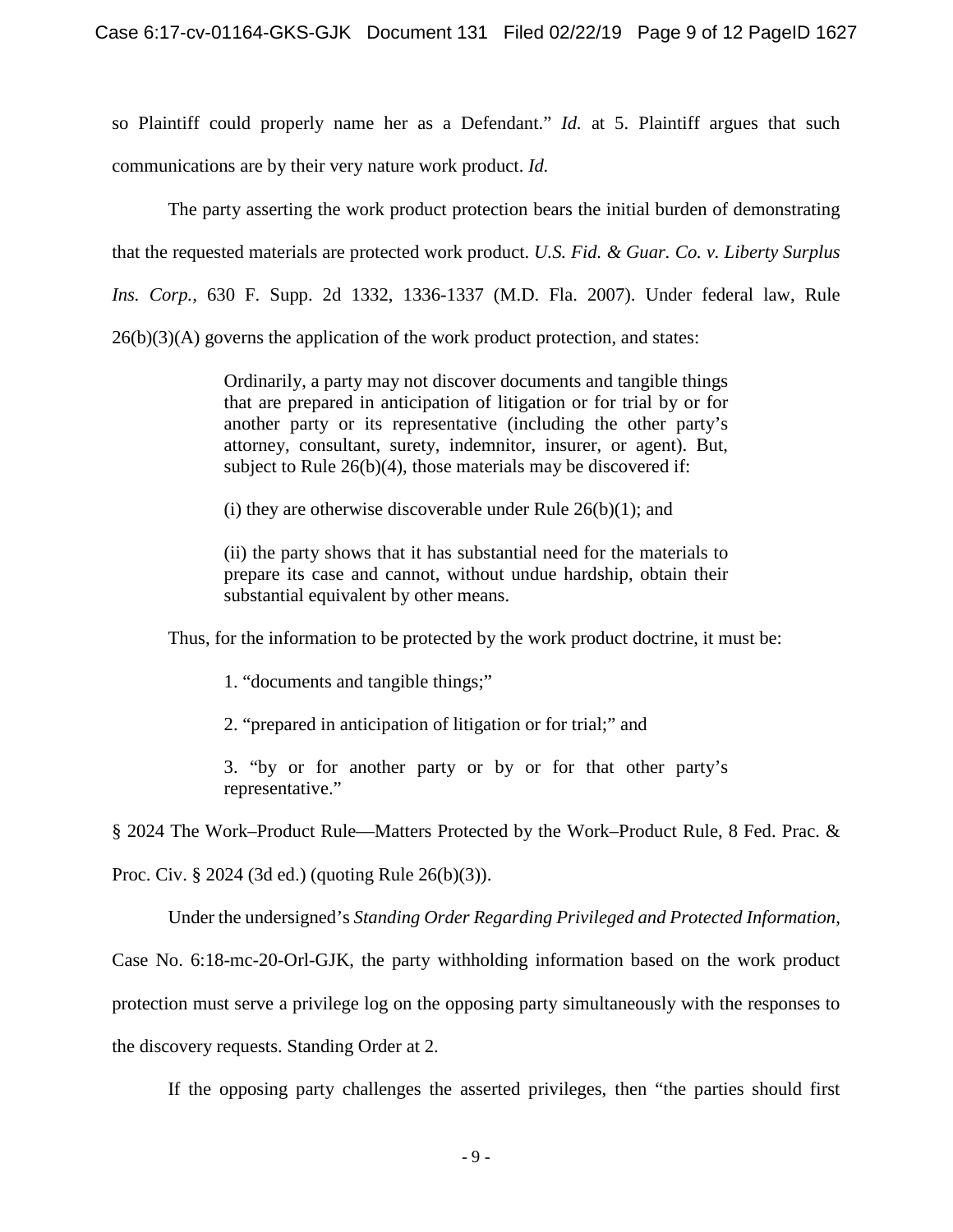so Plaintiff could properly name her as a Defendant." *Id.* at 5. Plaintiff argues that such communications are by their very nature work product. *Id.*

The party asserting the work product protection bears the initial burden of demonstrating that the requested materials are protected work product. *U.S. Fid. & Guar. Co. v. Liberty Surplus Ins. Corp.*, 630 F. Supp. 2d 1332, 1336-1337 (M.D. Fla. 2007). Under federal law, Rule 26(b)(3)(A) governs the application of the work product protection, and states:

> Ordinarily, a party may not discover documents and tangible things that are prepared in anticipation of litigation or for trial by or for another party or its representative (including the other party's attorney, consultant, surety, indemnitor, insurer, or agent). But, subject to Rule 26(b)(4), those materials may be discovered if:
>
> (i) they are otherwise discoverable under Rule 26(b)(1); and
>
> (ii) the party shows that it has substantial need for the materials to prepare its case and cannot, without undue hardship, obtain their substantial equivalent by other means.

Thus, for the information to be protected by the work product doctrine, it must be:

> 1. "documents and tangible things;"
>
> 2. "prepared in anticipation of litigation or for trial;" and
>
> 3. "by or for another party or by or for that other party's representative."

§ 2024 The Work–Product Rule—Matters Protected by the Work–Product Rule, 8 Fed. Prac. & Proc. Civ. § 2024 (3d ed.) (quoting Rule 26(b)(3)).

Under the undersigned's *Standing Order Regarding Privileged and Protected Information*, Case No. 6:18-mc-20-Orl-GJK, the party withholding information based on the work product protection must serve a privilege log on the opposing party simultaneously with the responses to the discovery requests. Standing Order at 2.

If the opposing party challenges the asserted privileges, then "the parties should first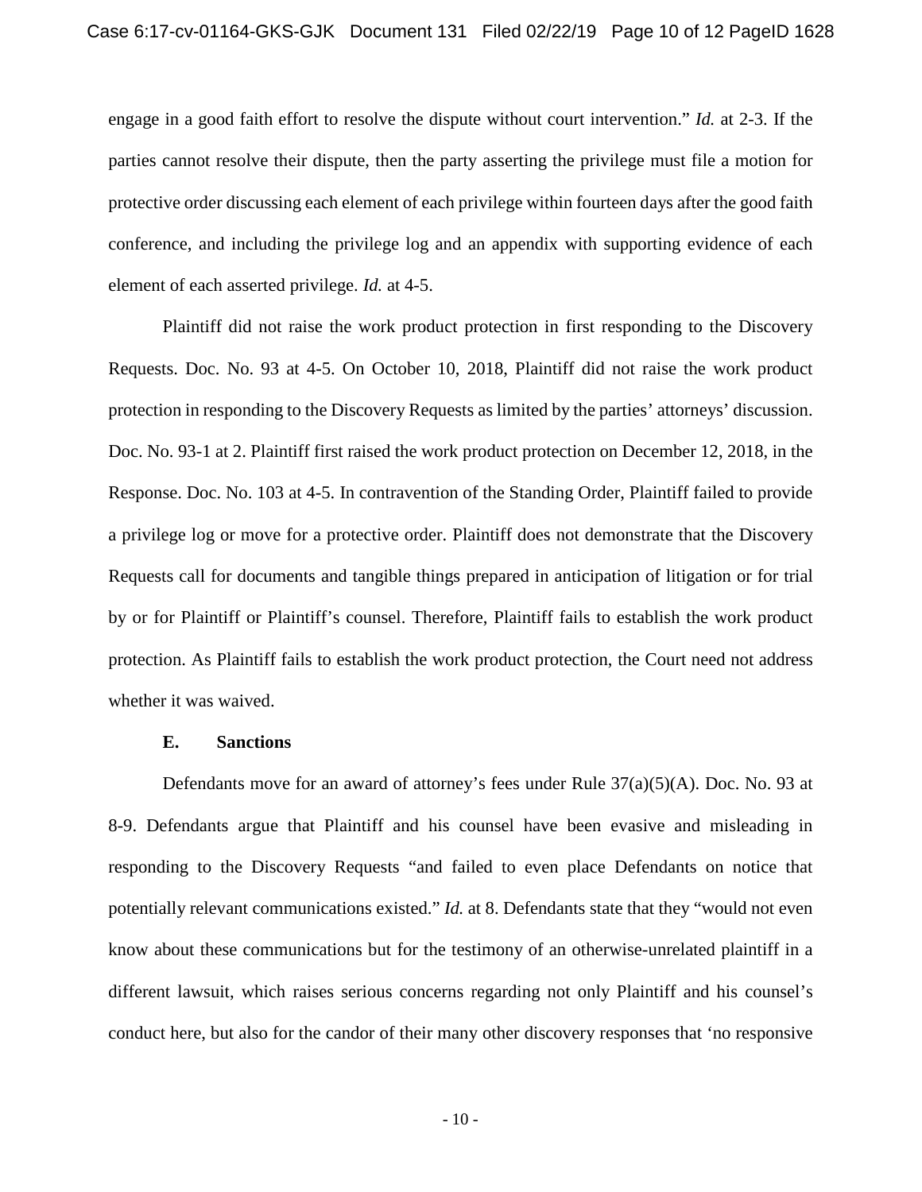engage in a good faith effort to resolve the dispute without court intervention." *Id.* at 2-3. If the parties cannot resolve their dispute, then the party asserting the privilege must file a motion for protective order discussing each element of each privilege within fourteen days after the good faith conference, and including the privilege log and an appendix with supporting evidence of each element of each asserted privilege. *Id.* at 4-5.

Plaintiff did not raise the work product protection in first responding to the Discovery Requests. Doc. No. 93 at 4-5. On October 10, 2018, Plaintiff did not raise the work product protection in responding to the Discovery Requests as limited by the parties' attorneys' discussion. Doc. No. 93-1 at 2. Plaintiff first raised the work product protection on December 12, 2018, in the Response. Doc. No. 103 at 4-5. In contravention of the Standing Order, Plaintiff failed to provide a privilege log or move for a protective order. Plaintiff does not demonstrate that the Discovery Requests call for documents and tangible things prepared in anticipation of litigation or for trial by or for Plaintiff or Plaintiff's counsel. Therefore, Plaintiff fails to establish the work product protection. As Plaintiff fails to establish the work product protection, the Court need not address whether it was waived.

**E. Sanctions**

Defendants move for an award of attorney's fees under Rule 37(a)(5)(A). Doc. No. 93 at 8-9. Defendants argue that Plaintiff and his counsel have been evasive and misleading in responding to the Discovery Requests "and failed to even place Defendants on notice that potentially relevant communications existed." *Id.* at 8. Defendants state that they "would not even know about these communications but for the testimony of an otherwise-unrelated plaintiff in a different lawsuit, which raises serious concerns regarding not only Plaintiff and his counsel's conduct here, but also for the candor of their many other discovery responses that 'no responsive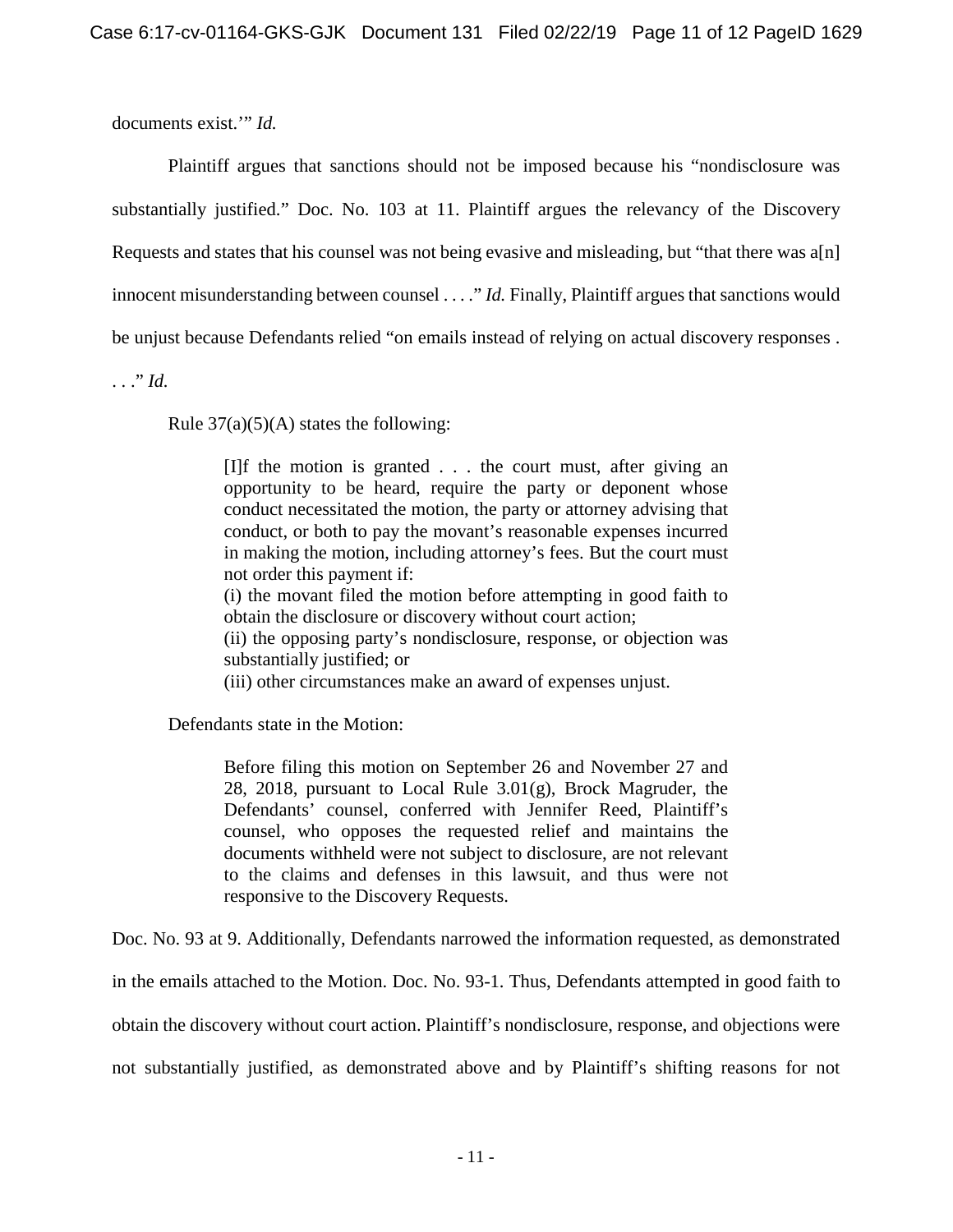documents exist.'" *Id.*

Plaintiff argues that sanctions should not be imposed because his "nondisclosure was substantially justified." Doc. No. 103 at 11. Plaintiff argues the relevancy of the Discovery Requests and states that his counsel was not being evasive and misleading, but "that there was a[n] innocent misunderstanding between counsel . . . ." *Id.* Finally, Plaintiff argues that sanctions would be unjust because Defendants relied "on emails instead of relying on actual discovery responses . . . ." *Id.*

Rule 37(a)(5)(A) states the following:

> [I]f the motion is granted . . . the court must, after giving an opportunity to be heard, require the party or deponent whose conduct necessitated the motion, the party or attorney advising that conduct, or both to pay the movant's reasonable expenses incurred in making the motion, including attorney's fees. But the court must not order this payment if:
> (i) the movant filed the motion before attempting in good faith to obtain the disclosure or discovery without court action;
> (ii) the opposing party's nondisclosure, response, or objection was substantially justified; or
> (iii) other circumstances make an award of expenses unjust.

Defendants state in the Motion:

> Before filing this motion on September 26 and November 27 and 28, 2018, pursuant to Local Rule 3.01(g), Brock Magruder, the Defendants' counsel, conferred with Jennifer Reed, Plaintiff's counsel, who opposes the requested relief and maintains the documents withheld were not subject to disclosure, are not relevant to the claims and defenses in this lawsuit, and thus were not responsive to the Discovery Requests.

Doc. No. 93 at 9. Additionally, Defendants narrowed the information requested, as demonstrated in the emails attached to the Motion. Doc. No. 93-1. Thus, Defendants attempted in good faith to obtain the discovery without court action. Plaintiff's nondisclosure, response, and objections were not substantially justified, as demonstrated above and by Plaintiff's shifting reasons for not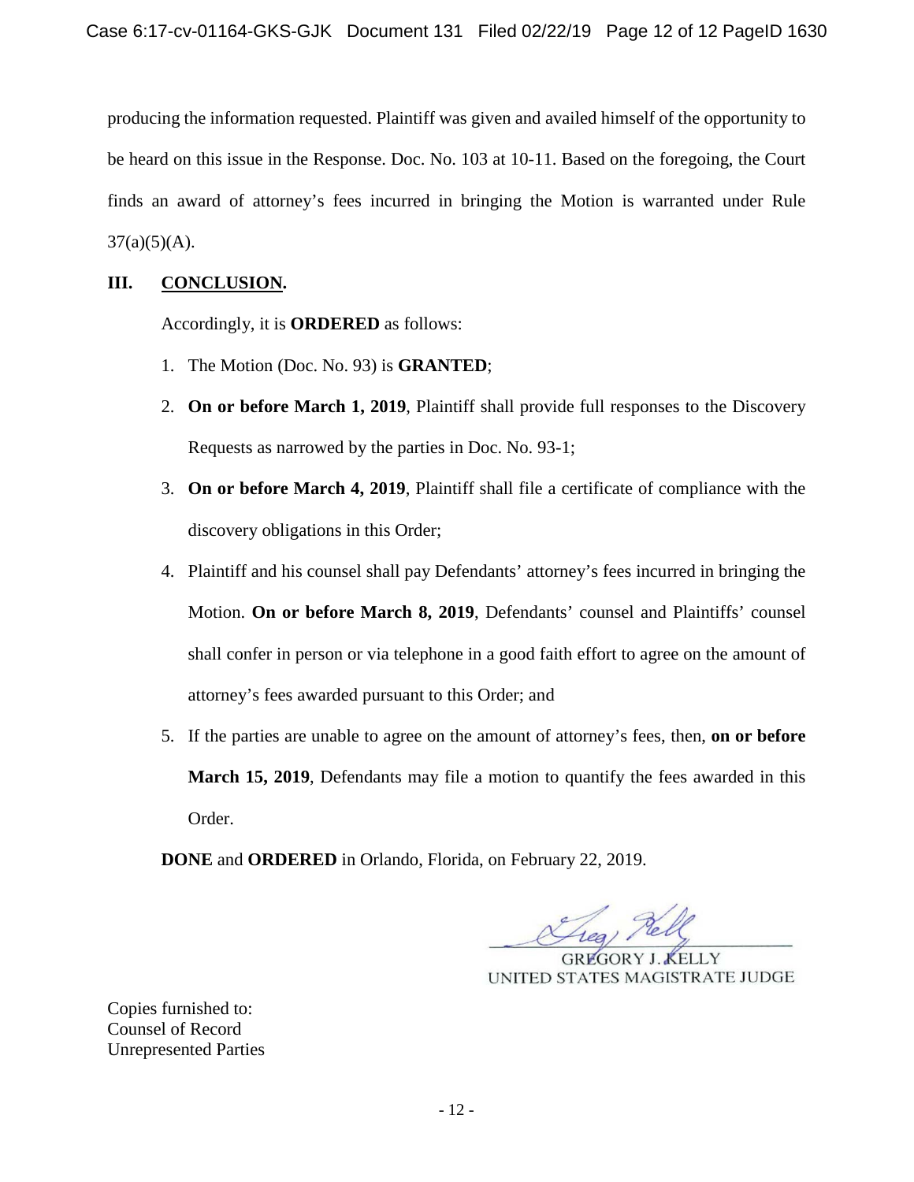producing the information requested. Plaintiff was given and availed himself of the opportunity to be heard on this issue in the Response. Doc. No. 103 at 10-11. Based on the foregoing, the Court finds an award of attorney's fees incurred in bringing the Motion is warranted under Rule 37(a)(5)(A).

## III. CONCLUSION.

Accordingly, it is **ORDERED** as follows:

1. The Motion (Doc. No. 93) is **GRANTED**;
2. **On or before March 1, 2019**, Plaintiff shall provide full responses to the Discovery Requests as narrowed by the parties in Doc. No. 93-1;
3. **On or before March 4, 2019**, Plaintiff shall file a certificate of compliance with the discovery obligations in this Order;
4. Plaintiff and his counsel shall pay Defendants' attorney's fees incurred in bringing the Motion. **On or before March 8, 2019**, Defendants' counsel and Plaintiffs' counsel shall confer in person or via telephone in a good faith effort to agree on the amount of attorney's fees awarded pursuant to this Order; and
5. If the parties are unable to agree on the amount of attorney's fees, then, **on or before March 15, 2019**, Defendants may file a motion to quantify the fees awarded in this Order.

**DONE** and **ORDERED** in Orlando, Florida, on February 22, 2019.

GREGORY J. KELLY
UNITED STATES MAGISTRATE JUDGE

Copies furnished to:
Counsel of Record
Unrepresented Parties